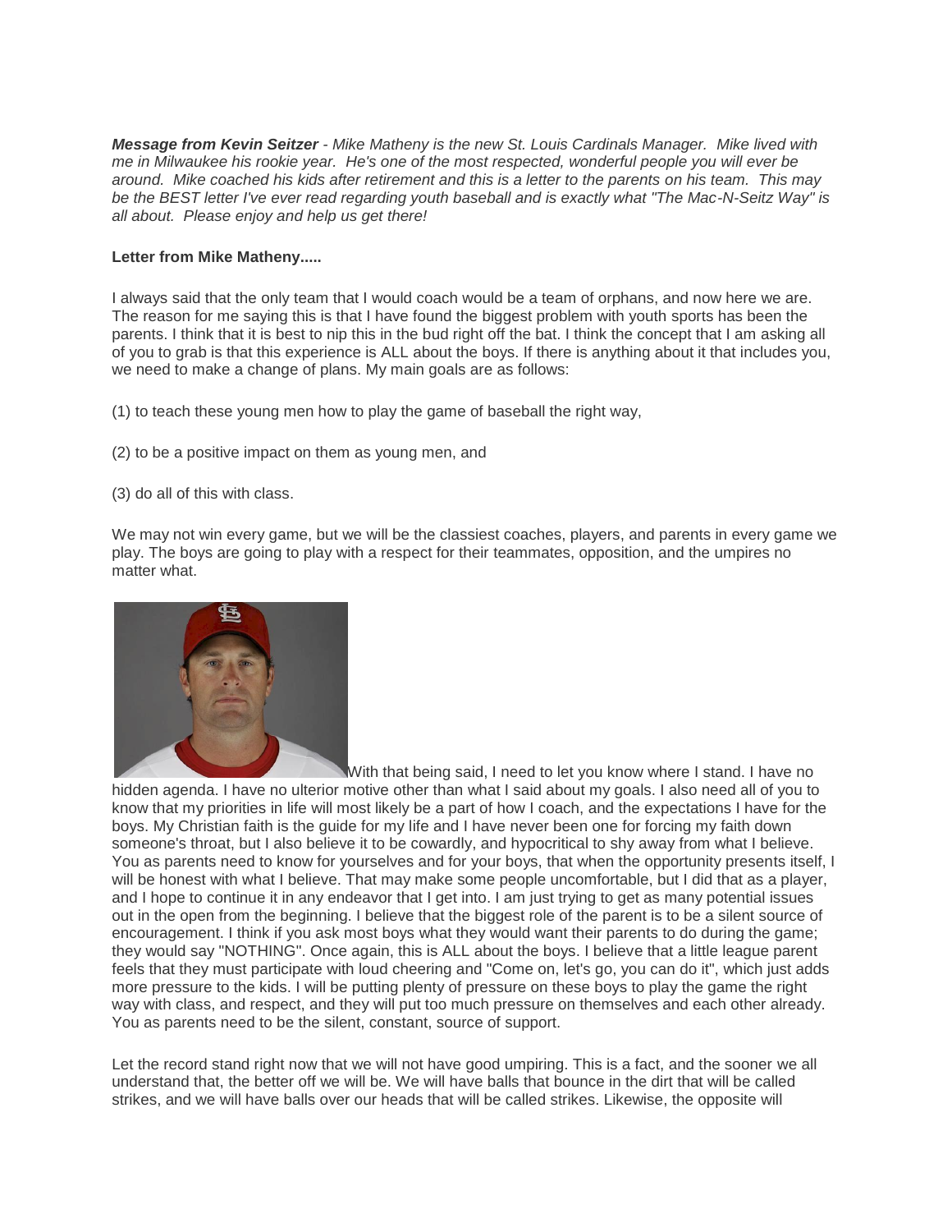***Message from Kevin Seitzer*** *- Mike Matheny is the new St. Louis Cardinals Manager. Mike lived with me in Milwaukee his rookie year. He's one of the most respected, wonderful people you will ever be around. Mike coached his kids after retirement and this is a letter to the parents on his team. This may be the BEST letter I've ever read regarding youth baseball and is exactly what "The Mac-N-Seitz Way" is all about. Please enjoy and help us get there!*

**Letter from Mike Matheny.....**

I always said that the only team that I would coach would be a team of orphans, and now here we are. The reason for me saying this is that I have found the biggest problem with youth sports has been the parents. I think that it is best to nip this in the bud right off the bat. I think the concept that I am asking all of you to grab is that this experience is ALL about the boys. If there is anything about it that includes you, we need to make a change of plans. My main goals are as follows:

(1) to teach these young men how to play the game of baseball the right way,

(2) to be a positive impact on them as young men, and

(3) do all of this with class.

We may not win every game, but we will be the classiest coaches, players, and parents in every game we play. The boys are going to play with a respect for their teammates, opposition, and the umpires no matter what.

With that being said, I need to let you know where I stand. I have no hidden agenda. I have no ulterior motive other than what I said about my goals. I also need all of you to know that my priorities in life will most likely be a part of how I coach, and the expectations I have for the boys. My Christian faith is the guide for my life and I have never been one for forcing my faith down someone's throat, but I also believe it to be cowardly, and hypocritical to shy away from what I believe. You as parents need to know for yourselves and for your boys, that when the opportunity presents itself, I will be honest with what I believe. That may make some people uncomfortable, but I did that as a player, and I hope to continue it in any endeavor that I get into. I am just trying to get as many potential issues out in the open from the beginning. I believe that the biggest role of the parent is to be a silent source of encouragement. I think if you ask most boys what they would want their parents to do during the game; they would say "NOTHING". Once again, this is ALL about the boys. I believe that a little league parent feels that they must participate with loud cheering and "Come on, let's go, you can do it", which just adds more pressure to the kids. I will be putting plenty of pressure on these boys to play the game the right way with class, and respect, and they will put too much pressure on themselves and each other already. You as parents need to be the silent, constant, source of support.

Let the record stand right now that we will not have good umpiring. This is a fact, and the sooner we all understand that, the better off we will be. We will have balls that bounce in the dirt that will be called strikes, and we will have balls over our heads that will be called strikes. Likewise, the opposite will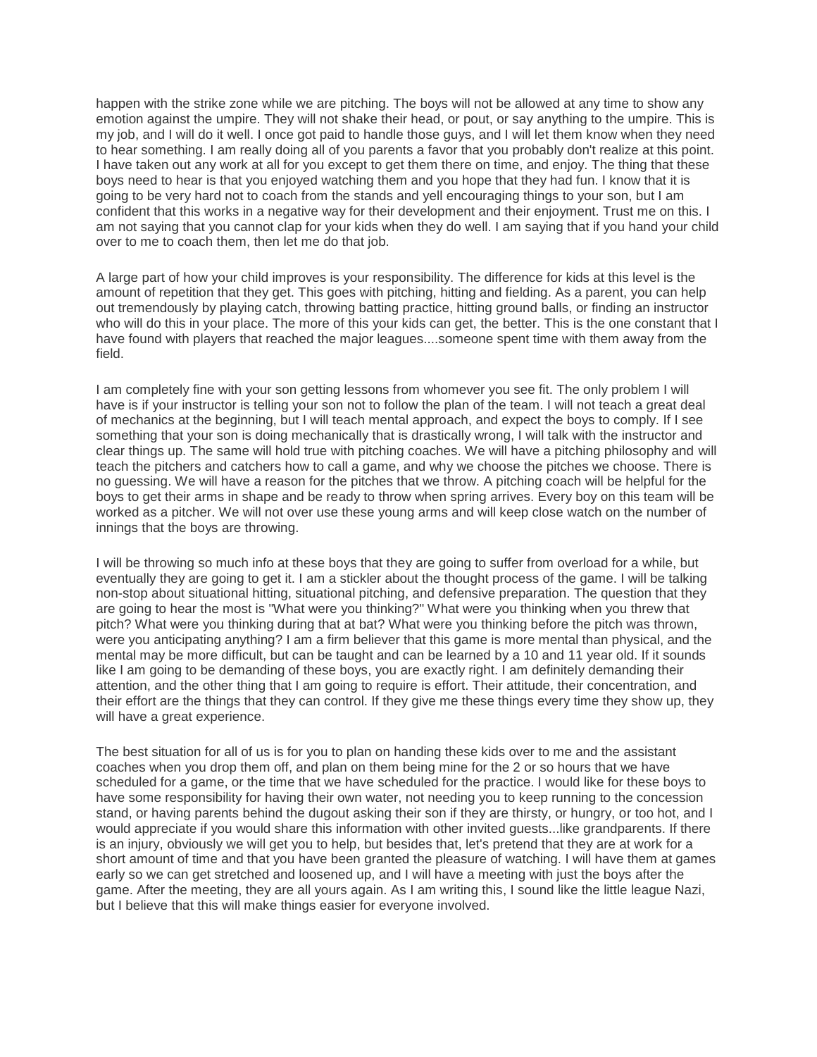happen with the strike zone while we are pitching. The boys will not be allowed at any time to show any emotion against the umpire. They will not shake their head, or pout, or say anything to the umpire. This is my job, and I will do it well. I once got paid to handle those guys, and I will let them know when they need to hear something. I am really doing all of you parents a favor that you probably don't realize at this point. I have taken out any work at all for you except to get them there on time, and enjoy. The thing that these boys need to hear is that you enjoyed watching them and you hope that they had fun. I know that it is going to be very hard not to coach from the stands and yell encouraging things to your son, but I am confident that this works in a negative way for their development and their enjoyment. Trust me on this. I am not saying that you cannot clap for your kids when they do well. I am saying that if you hand your child over to me to coach them, then let me do that job.

A large part of how your child improves is your responsibility. The difference for kids at this level is the amount of repetition that they get. This goes with pitching, hitting and fielding. As a parent, you can help out tremendously by playing catch, throwing batting practice, hitting ground balls, or finding an instructor who will do this in your place. The more of this your kids can get, the better. This is the one constant that I have found with players that reached the major leagues....someone spent time with them away from the field.

I am completely fine with your son getting lessons from whomever you see fit. The only problem I will have is if your instructor is telling your son not to follow the plan of the team. I will not teach a great deal of mechanics at the beginning, but I will teach mental approach, and expect the boys to comply. If I see something that your son is doing mechanically that is drastically wrong, I will talk with the instructor and clear things up. The same will hold true with pitching coaches. We will have a pitching philosophy and will teach the pitchers and catchers how to call a game, and why we choose the pitches we choose. There is no guessing. We will have a reason for the pitches that we throw. A pitching coach will be helpful for the boys to get their arms in shape and be ready to throw when spring arrives. Every boy on this team will be worked as a pitcher. We will not over use these young arms and will keep close watch on the number of innings that the boys are throwing.

I will be throwing so much info at these boys that they are going to suffer from overload for a while, but eventually they are going to get it. I am a stickler about the thought process of the game. I will be talking non-stop about situational hitting, situational pitching, and defensive preparation. The question that they are going to hear the most is "What were you thinking?" What were you thinking when you threw that pitch? What were you thinking during that at bat? What were you thinking before the pitch was thrown, were you anticipating anything? I am a firm believer that this game is more mental than physical, and the mental may be more difficult, but can be taught and can be learned by a 10 and 11 year old. If it sounds like I am going to be demanding of these boys, you are exactly right. I am definitely demanding their attention, and the other thing that I am going to require is effort. Their attitude, their concentration, and their effort are the things that they can control. If they give me these things every time they show up, they will have a great experience.

The best situation for all of us is for you to plan on handing these kids over to me and the assistant coaches when you drop them off, and plan on them being mine for the 2 or so hours that we have scheduled for a game, or the time that we have scheduled for the practice. I would like for these boys to have some responsibility for having their own water, not needing you to keep running to the concession stand, or having parents behind the dugout asking their son if they are thirsty, or hungry, or too hot, and I would appreciate if you would share this information with other invited guests...like grandparents. If there is an injury, obviously we will get you to help, but besides that, let's pretend that they are at work for a short amount of time and that you have been granted the pleasure of watching. I will have them at games early so we can get stretched and loosened up, and I will have a meeting with just the boys after the game. After the meeting, they are all yours again. As I am writing this, I sound like the little league Nazi, but I believe that this will make things easier for everyone involved.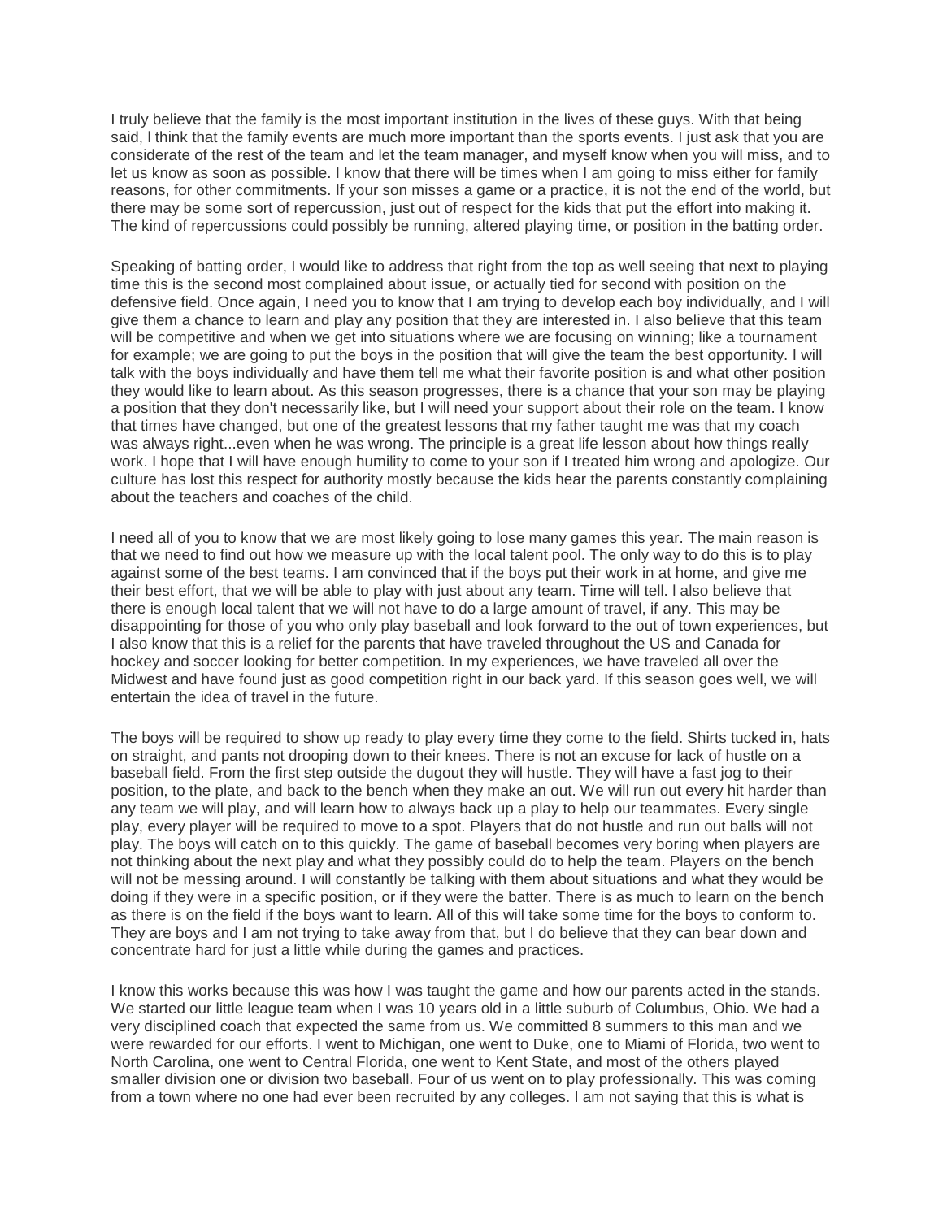I truly believe that the family is the most important institution in the lives of these guys. With that being said, I think that the family events are much more important than the sports events. I just ask that you are considerate of the rest of the team and let the team manager, and myself know when you will miss, and to let us know as soon as possible. I know that there will be times when I am going to miss either for family reasons, for other commitments. If your son misses a game or a practice, it is not the end of the world, but there may be some sort of repercussion, just out of respect for the kids that put the effort into making it. The kind of repercussions could possibly be running, altered playing time, or position in the batting order.

Speaking of batting order, I would like to address that right from the top as well seeing that next to playing time this is the second most complained about issue, or actually tied for second with position on the defensive field. Once again, I need you to know that I am trying to develop each boy individually, and I will give them a chance to learn and play any position that they are interested in. I also believe that this team will be competitive and when we get into situations where we are focusing on winning; like a tournament for example; we are going to put the boys in the position that will give the team the best opportunity. I will talk with the boys individually and have them tell me what their favorite position is and what other position they would like to learn about. As this season progresses, there is a chance that your son may be playing a position that they don't necessarily like, but I will need your support about their role on the team. I know that times have changed, but one of the greatest lessons that my father taught me was that my coach was always right...even when he was wrong. The principle is a great life lesson about how things really work. I hope that I will have enough humility to come to your son if I treated him wrong and apologize. Our culture has lost this respect for authority mostly because the kids hear the parents constantly complaining about the teachers and coaches of the child.

I need all of you to know that we are most likely going to lose many games this year. The main reason is that we need to find out how we measure up with the local talent pool. The only way to do this is to play against some of the best teams. I am convinced that if the boys put their work in at home, and give me their best effort, that we will be able to play with just about any team. Time will tell. I also believe that there is enough local talent that we will not have to do a large amount of travel, if any. This may be disappointing for those of you who only play baseball and look forward to the out of town experiences, but I also know that this is a relief for the parents that have traveled throughout the US and Canada for hockey and soccer looking for better competition. In my experiences, we have traveled all over the Midwest and have found just as good competition right in our back yard. If this season goes well, we will entertain the idea of travel in the future.

The boys will be required to show up ready to play every time they come to the field. Shirts tucked in, hats on straight, and pants not drooping down to their knees. There is not an excuse for lack of hustle on a baseball field. From the first step outside the dugout they will hustle. They will have a fast jog to their position, to the plate, and back to the bench when they make an out. We will run out every hit harder than any team we will play, and will learn how to always back up a play to help our teammates. Every single play, every player will be required to move to a spot. Players that do not hustle and run out balls will not play. The boys will catch on to this quickly. The game of baseball becomes very boring when players are not thinking about the next play and what they possibly could do to help the team. Players on the bench will not be messing around. I will constantly be talking with them about situations and what they would be doing if they were in a specific position, or if they were the batter. There is as much to learn on the bench as there is on the field if the boys want to learn. All of this will take some time for the boys to conform to. They are boys and I am not trying to take away from that, but I do believe that they can bear down and concentrate hard for just a little while during the games and practices.

I know this works because this was how I was taught the game and how our parents acted in the stands. We started our little league team when I was 10 years old in a little suburb of Columbus, Ohio. We had a very disciplined coach that expected the same from us. We committed 8 summers to this man and we were rewarded for our efforts. I went to Michigan, one went to Duke, one to Miami of Florida, two went to North Carolina, one went to Central Florida, one went to Kent State, and most of the others played smaller division one or division two baseball. Four of us went on to play professionally. This was coming from a town where no one had ever been recruited by any colleges. I am not saying that this is what is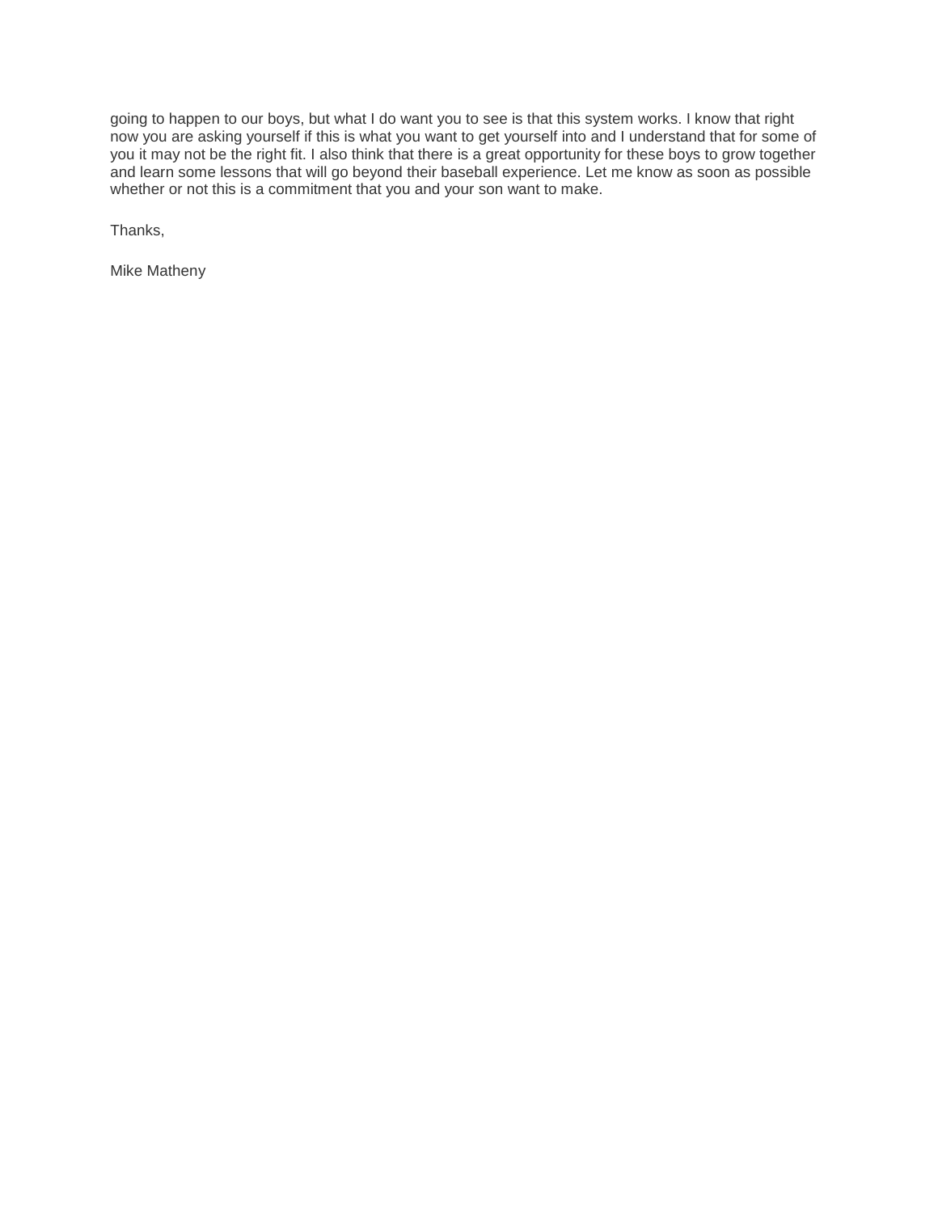going to happen to our boys, but what I do want you to see is that this system works. I know that right now you are asking yourself if this is what you want to get yourself into and I understand that for some of you it may not be the right fit. I also think that there is a great opportunity for these boys to grow together and learn some lessons that will go beyond their baseball experience. Let me know as soon as possible whether or not this is a commitment that you and your son want to make.

Thanks,

Mike Matheny